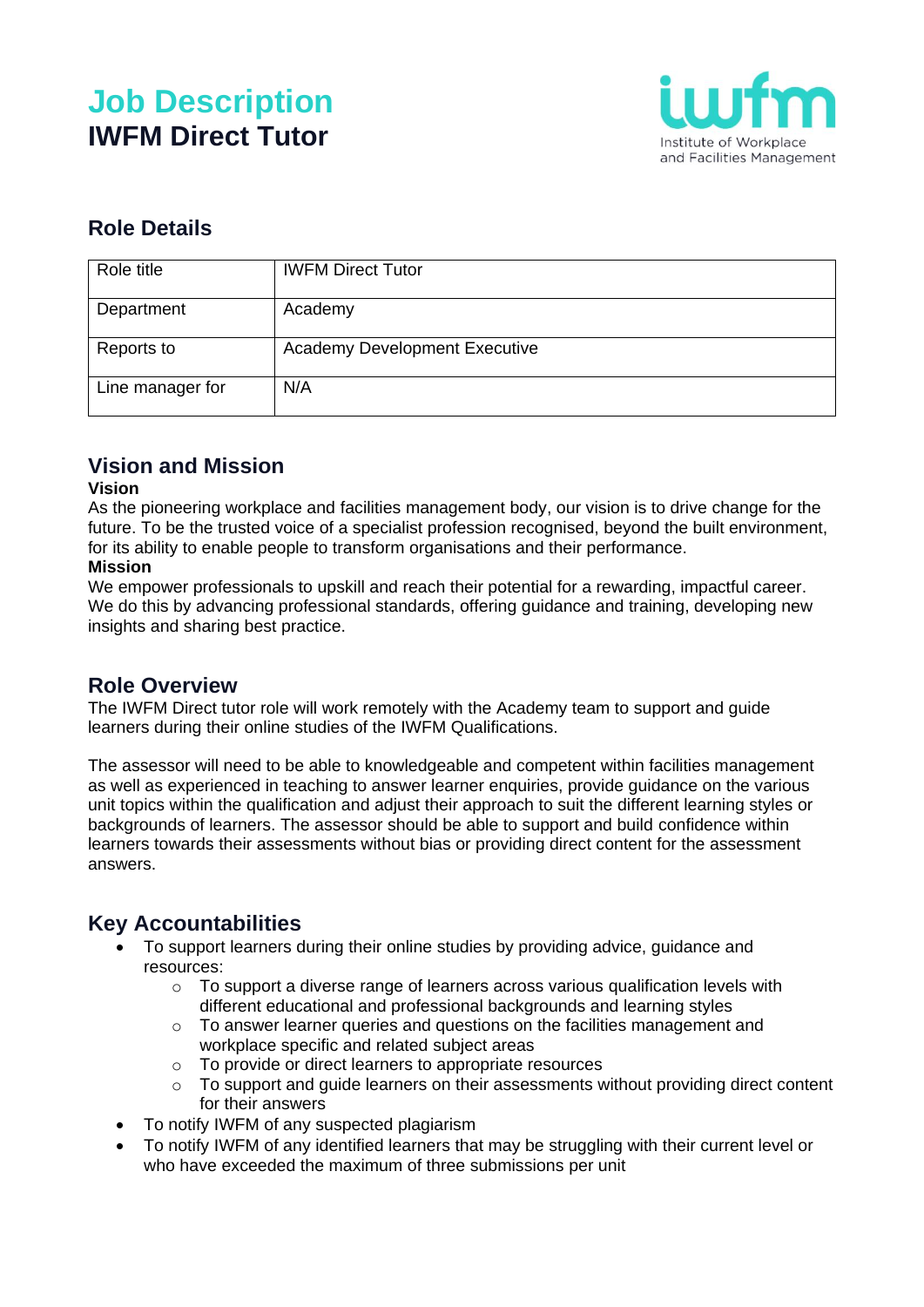# Job Description
# IWFM Direct Tutor

## Role Details

| Role title | IWFM Direct Tutor |
|---|---|
| Department | Academy |
| Reports to | Academy Development Executive |
| Line manager for | N/A |

## Vision and Mission

**Vision**

As the pioneering workplace and facilities management body, our vision is to drive change for the future. To be the trusted voice of a specialist profession recognised, beyond the built environment, for its ability to enable people to transform organisations and their performance.

**Mission**

We empower professionals to upskill and reach their potential for a rewarding, impactful career. We do this by advancing professional standards, offering guidance and training, developing new insights and sharing best practice.

## Role Overview

The IWFM Direct tutor role will work remotely with the Academy team to support and guide learners during their online studies of the IWFM Qualifications.

The assessor will need to be able to knowledgeable and competent within facilities management as well as experienced in teaching to answer learner enquiries, provide guidance on the various unit topics within the qualification and adjust their approach to suit the different learning styles or backgrounds of learners. The assessor should be able to support and build confidence within learners towards their assessments without bias or providing direct content for the assessment answers.

## Key Accountabilities

- To support learners during their online studies by providing advice, guidance and resources:
  - To support a diverse range of learners across various qualification levels with different educational and professional backgrounds and learning styles
  - To answer learner queries and questions on the facilities management and workplace specific and related subject areas
  - To provide or direct learners to appropriate resources
  - To support and guide learners on their assessments without providing direct content for their answers
- To notify IWFM of any suspected plagiarism
- To notify IWFM of any identified learners that may be struggling with their current level or who have exceeded the maximum of three submissions per unit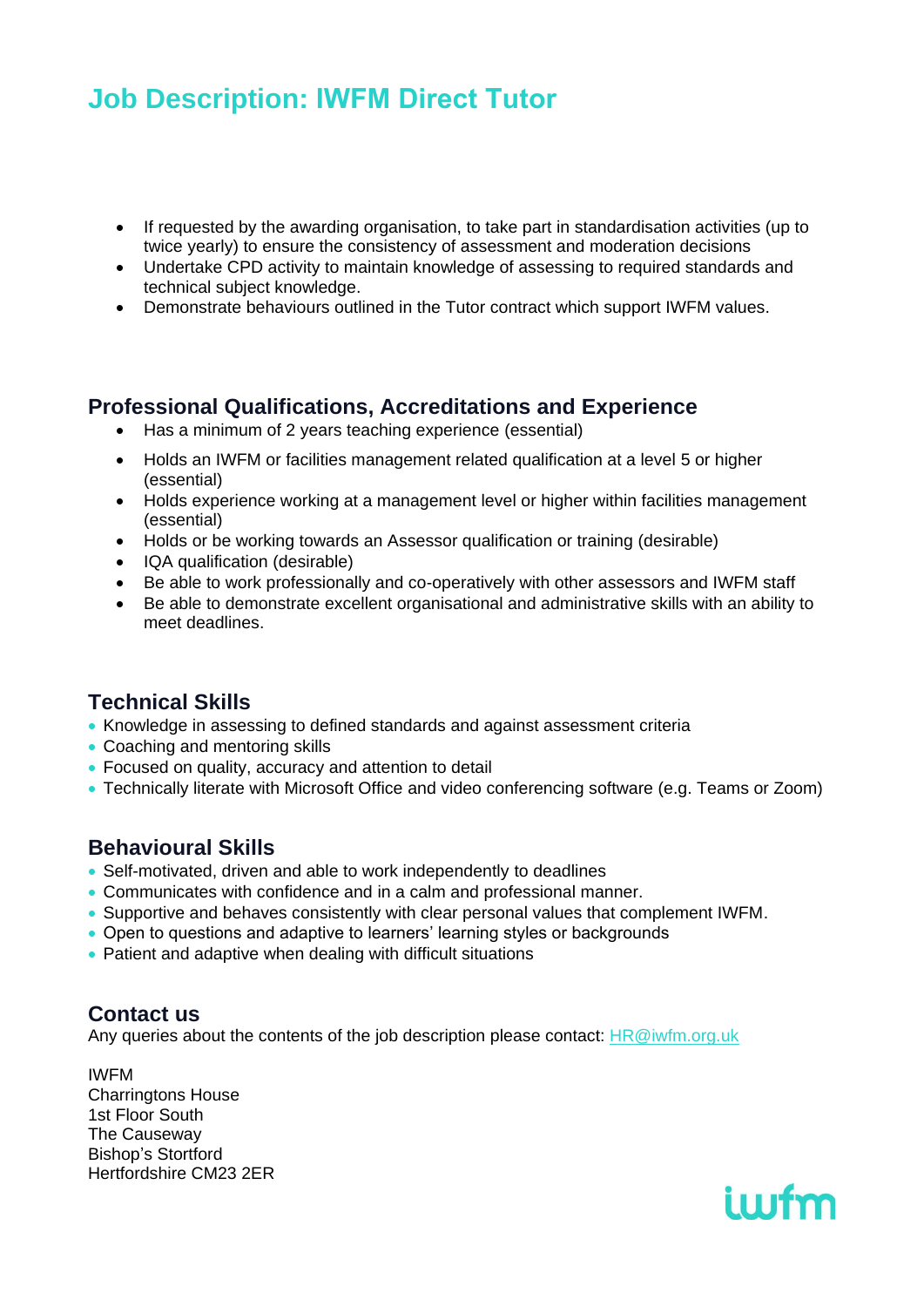# Job Description: IWFM Direct Tutor

- If requested by the awarding organisation, to take part in standardisation activities (up to twice yearly) to ensure the consistency of assessment and moderation decisions
- Undertake CPD activity to maintain knowledge of assessing to required standards and technical subject knowledge.
- Demonstrate behaviours outlined in the Tutor contract which support IWFM values.

## Professional Qualifications, Accreditations and Experience

- Has a minimum of 2 years teaching experience (essential)
- Holds an IWFM or facilities management related qualification at a level 5 or higher (essential)
- Holds experience working at a management level or higher within facilities management (essential)
- Holds or be working towards an Assessor qualification or training (desirable)
- IQA qualification (desirable)
- Be able to work professionally and co-operatively with other assessors and IWFM staff
- Be able to demonstrate excellent organisational and administrative skills with an ability to meet deadlines.

## Technical Skills

- Knowledge in assessing to defined standards and against assessment criteria
- Coaching and mentoring skills
- Focused on quality, accuracy and attention to detail
- Technically literate with Microsoft Office and video conferencing software (e.g. Teams or Zoom)

## Behavioural Skills

- Self-motivated, driven and able to work independently to deadlines
- Communicates with confidence and in a calm and professional manner.
- Supportive and behaves consistently with clear personal values that complement IWFM.
- Open to questions and adaptive to learners' learning styles or backgrounds
- Patient and adaptive when dealing with difficult situations

## Contact us

Any queries about the contents of the job description please contact: HR@iwfm.org.uk

IWFM
Charringtons House
1st Floor South
The Causeway
Bishop's Stortford
Hertfordshire CM23 2ER

iwfm